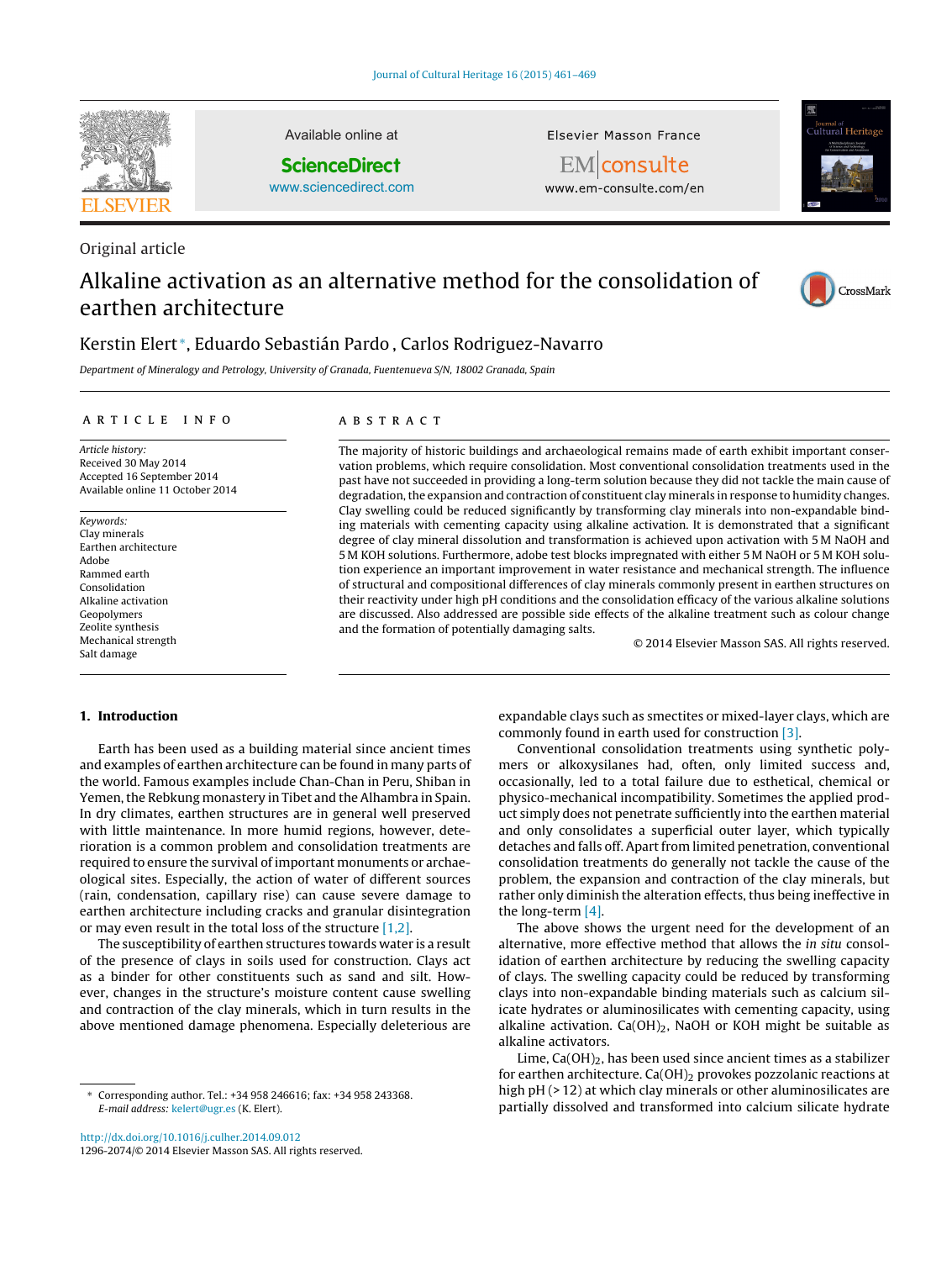Original article

# Alkaline activation as an alternative method for the consolidation of earthen architecture

Kerstin Elert*, Eduardo Sebastián Pardo, Carlos Rodriguez-Navarro

*Department of Mineralogy and Petrology, University of Granada, Fuentenueva S/N, 18002 Granada, Spain*

**ARTICLE INFO**

*Article history:*
Received 30 May 2014
Accepted 16 September 2014
Available online 11 October 2014

*Keywords:*
Clay minerals
Earthen architecture
Adobe
Rammed earth
Consolidation
Alkaline activation
Geopolymers
Zeolite synthesis
Mechanical strength
Salt damage

**ABSTRACT**

The majority of historic buildings and archaeological remains made of earth exhibit important conservation problems, which require consolidation. Most conventional consolidation treatments used in the past have not succeeded in providing a long-term solution because they did not tackle the main cause of degradation, the expansion and contraction of constituent clay minerals in response to humidity changes. Clay swelling could be reduced significantly by transforming clay minerals into non-expandable binding materials with cementing capacity using alkaline activation. It is demonstrated that a significant degree of clay mineral dissolution and transformation is achieved upon activation with 5 M NaOH and 5 M KOH solutions. Furthermore, adobe test blocks impregnated with either 5 M NaOH or 5 M KOH solution experience an important improvement in water resistance and mechanical strength. The influence of structural and compositional differences of clay minerals commonly present in earthen structures on their reactivity under high pH conditions and the consolidation efficacy of the various alkaline solutions are discussed. Also addressed are possible side effects of the alkaline treatment such as colour change and the formation of potentially damaging salts.

© 2014 Elsevier Masson SAS. All rights reserved.

## 1. Introduction

Earth has been used as a building material since ancient times and examples of earthen architecture can be found in many parts of the world. Famous examples include Chan-Chan in Peru, Shiban in Yemen, the Rebkung monastery in Tibet and the Alhambra in Spain. In dry climates, earthen structures are in general well preserved with little maintenance. In more humid regions, however, deterioration is a common problem and consolidation treatments are required to ensure the survival of important monuments or archaeological sites. Especially, the action of water of different sources (rain, condensation, capillary rise) can cause severe damage to earthen architecture including cracks and granular disintegration or may even result in the total loss of the structure [1,2].

The susceptibility of earthen structures towards water is a result of the presence of clays in soils used for construction. Clays act as a binder for other constituents such as sand and silt. However, changes in the structure's moisture content cause swelling and contraction of the clay minerals, which in turn results in the above mentioned damage phenomena. Especially deleterious are expandable clays such as smectites or mixed-layer clays, which are commonly found in earth used for construction [3].

Conventional consolidation treatments using synthetic polymers or alkoxysilanes had, often, only limited success and, occasionally, led to a total failure due to esthetical, chemical or physico-mechanical incompatibility. Sometimes the applied product simply does not penetrate sufficiently into the earthen material and only consolidates a superficial outer layer, which typically detaches and falls off. Apart from limited penetration, conventional consolidation treatments do generally not tackle the cause of the problem, the expansion and contraction of the clay minerals, but rather only diminish the alteration effects, thus being ineffective in the long-term [4].

The above shows the urgent need for the development of an alternative, more effective method that allows the *in situ* consolidation of earthen architecture by reducing the swelling capacity of clays. The swelling capacity could be reduced by transforming clays into non-expandable binding materials such as calcium silicate hydrates or aluminosilicates with cementing capacity, using alkaline activation. $Ca(OH)_2$, NaOH or KOH might be suitable as alkaline activators.

Lime, $Ca(OH)_2$, has been used since ancient times as a stabilizer for earthen architecture. $Ca(OH)_2$ provokes pozzolanic reactions at high pH (> 12) at which clay minerals or other aluminosilicates are partially dissolved and transformed into calcium silicate hydrate

* Corresponding author. Tel.: +34 958 246616; fax: +34 958 243368.
E-mail address: kelert@ugr.es (K. Elert).

http://dx.doi.org/10.1016/j.culher.2014.09.012
1296-2074/© 2014 Elsevier Masson SAS. All rights reserved.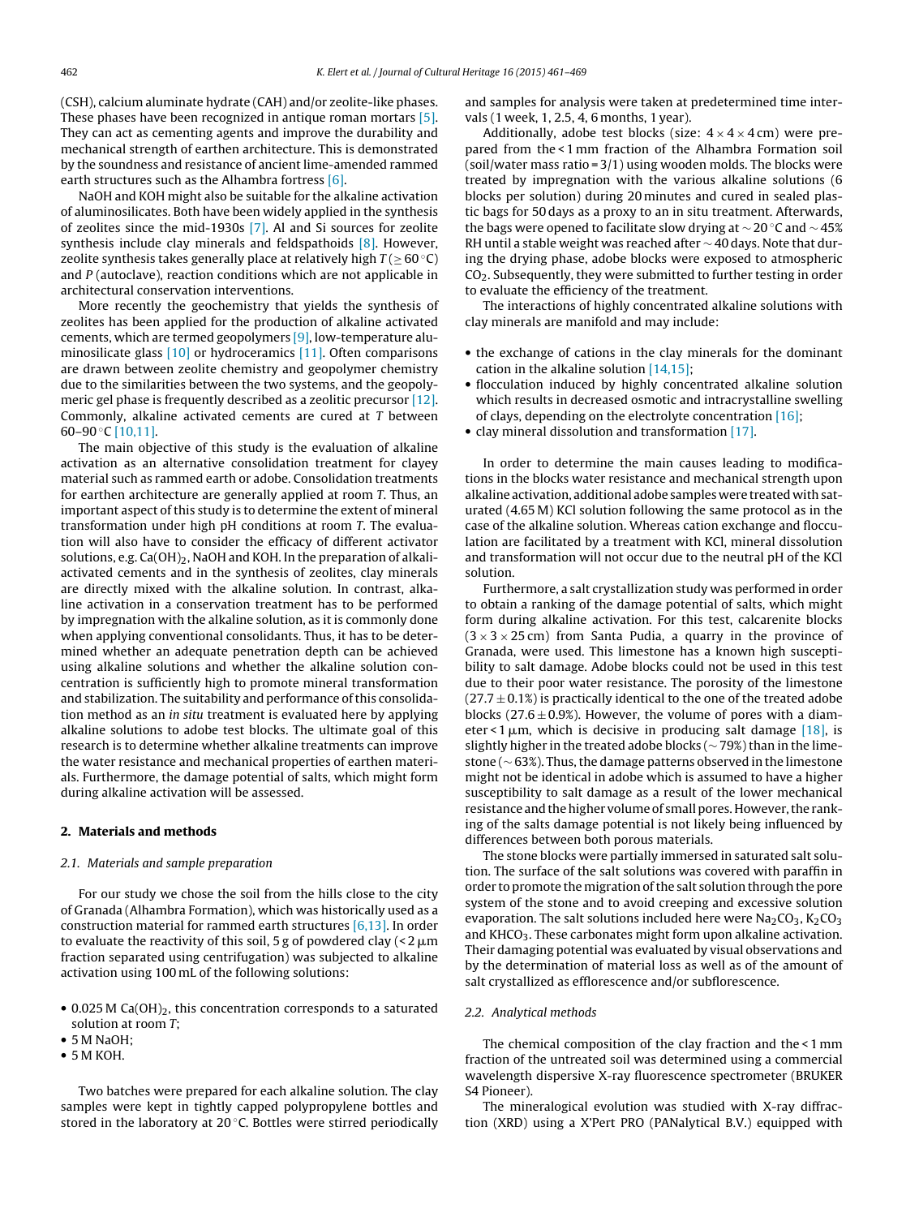(CSH), calcium aluminate hydrate (CAH) and/or zeolite-like phases. These phases have been recognized in antique roman mortars [5]. They can act as cementing agents and improve the durability and mechanical strength of earthen architecture. This is demonstrated by the soundness and resistance of ancient lime-amended rammed earth structures such as the Alhambra fortress [6].

NaOH and KOH might also be suitable for the alkaline activation of aluminosilicates. Both have been widely applied in the synthesis of zeolites since the mid-1930s [7]. Al and Si sources for zeolite synthesis include clay minerals and feldspathoids [8]. However, zeolite synthesis takes generally place at relatively high $T$ ($\geq 60\,°C$) and $P$ (autoclave), reaction conditions which are not applicable in architectural conservation interventions.

More recently the geochemistry that yields the synthesis of zeolites has been applied for the production of alkaline activated cements, which are termed geopolymers [9], low-temperature aluminosilicate glass [10] or hydroceramics [11]. Often comparisons are drawn between zeolite chemistry and geopolymer chemistry due to the similarities between the two systems, and the geopolymeric gel phase is frequently described as a zeolitic precursor [12]. Commonly, alkaline activated cements are cured at $T$ between 60–90 °C [10,11].

The main objective of this study is the evaluation of alkaline activation as an alternative consolidation treatment for clayey material such as rammed earth or adobe. Consolidation treatments for earthen architecture are generally applied at room $T$. Thus, an important aspect of this study is to determine the extent of mineral transformation under high pH conditions at room $T$. The evaluation will also have to consider the efficacy of different activator solutions, e.g. $Ca(OH)_2$, NaOH and KOH. In the preparation of alkali-activated cements and in the synthesis of zeolites, clay minerals are directly mixed with the alkaline solution. In contrast, alkaline activation in a conservation treatment has to be performed by impregnation with the alkaline solution, as it is commonly done when applying conventional consolidants. Thus, it has to be determined whether an adequate penetration depth can be achieved using alkaline solutions and whether the alkaline solution concentration is sufficiently high to promote mineral transformation and stabilization. The suitability and performance of this consolidation method as an *in situ* treatment is evaluated here by applying alkaline solutions to adobe test blocks. The ultimate goal of this research is to determine whether alkaline treatments can improve the water resistance and mechanical properties of earthen materials. Furthermore, the damage potential of salts, which might form during alkaline activation will be assessed.

## 2. Materials and methods

### 2.1. Materials and sample preparation

For our study we chose the soil from the hills close to the city of Granada (Alhambra Formation), which was historically used as a construction material for rammed earth structures [6,13]. In order to evaluate the reactivity of this soil, 5 g of powdered clay (< 2 μm fraction separated using centrifugation) was subjected to alkaline activation using 100 mL of the following solutions:

- 0.025 M $Ca(OH)_2$, this concentration corresponds to a saturated solution at room $T$;
- 5 M NaOH;
- 5 M KOH.

Two batches were prepared for each alkaline solution. The clay samples were kept in tightly capped polypropylene bottles and stored in the laboratory at 20 °C. Bottles were stirred periodically and samples for analysis were taken at predetermined time intervals (1 week, 1, 2.5, 4, 6 months, 1 year).

Additionally, adobe test blocks (size: 4 × 4 × 4 cm) were prepared from the < 1 mm fraction of the Alhambra Formation soil (soil/water mass ratio = 3/1) using wooden molds. The blocks were treated by impregnation with the various alkaline solutions (6 blocks per solution) during 20 minutes and cured in sealed plastic bags for 50 days as a proxy to an in situ treatment. Afterwards, the bags were opened to facilitate slow drying at ~ 20 °C and ~ 45% RH until a stable weight was reached after ~ 40 days. Note that during the drying phase, adobe blocks were exposed to atmospheric $CO_2$. Subsequently, they were submitted to further testing in order to evaluate the efficiency of the treatment.

The interactions of highly concentrated alkaline solutions with clay minerals are manifold and may include:

- the exchange of cations in the clay minerals for the dominant cation in the alkaline solution [14,15];
- flocculation induced by highly concentrated alkaline solution which results in decreased osmotic and intracrystalline swelling of clays, depending on the electrolyte concentration [16];
- clay mineral dissolution and transformation [17].

In order to determine the main causes leading to modifications in the blocks water resistance and mechanical strength upon alkaline activation, additional adobe samples were treated with saturated (4.65 M) KCl solution following the same protocol as in the case of the alkaline solution. Whereas cation exchange and flocculation are facilitated by a treatment with KCl, mineral dissolution and transformation will not occur due to the neutral pH of the KCl solution.

Furthermore, a salt crystallization study was performed in order to obtain a ranking of the damage potential of salts, which might form during alkaline activation. For this test, calcarenite blocks (3 × 3 × 25 cm) from Santa Pudia, a quarry in the province of Granada, were used. This limestone has a known high susceptibility to salt damage. Adobe blocks could not be used in this test due to their poor water resistance. The porosity of the limestone (27.7 ± 0.1%) is practically identical to the one of the treated adobe blocks (27.6 ± 0.9%). However, the volume of pores with a diameter < 1 μm, which is decisive in producing salt damage [18], is slightly higher in the treated adobe blocks (~ 79%) than in the limestone (~ 63%). Thus, the damage patterns observed in the limestone might not be identical in adobe which is assumed to have a higher susceptibility to salt damage as a result of the lower mechanical resistance and the higher volume of small pores. However, the ranking of the salts damage potential is not likely being influenced by differences between both porous materials.

The stone blocks were partially immersed in saturated salt solution. The surface of the salt solutions was covered with paraffin in order to promote the migration of the salt solution through the pore system of the stone and to avoid creeping and excessive solution evaporation. The salt solutions included here were $Na_2CO_3$, $K_2CO_3$ and $KHCO_3$. These carbonates might form upon alkaline activation. Their damaging potential was evaluated by visual observations and by the determination of material loss as well as of the amount of salt crystallized as efflorescence and/or subflorescence.

### 2.2. Analytical methods

The chemical composition of the clay fraction and the < 1 mm fraction of the untreated soil was determined using a commercial wavelength dispersive X-ray fluorescence spectrometer (BRUKER S4 Pioneer).

The mineralogical evolution was studied with X-ray diffraction (XRD) using a X'Pert PRO (PANalytical B.V.) equipped with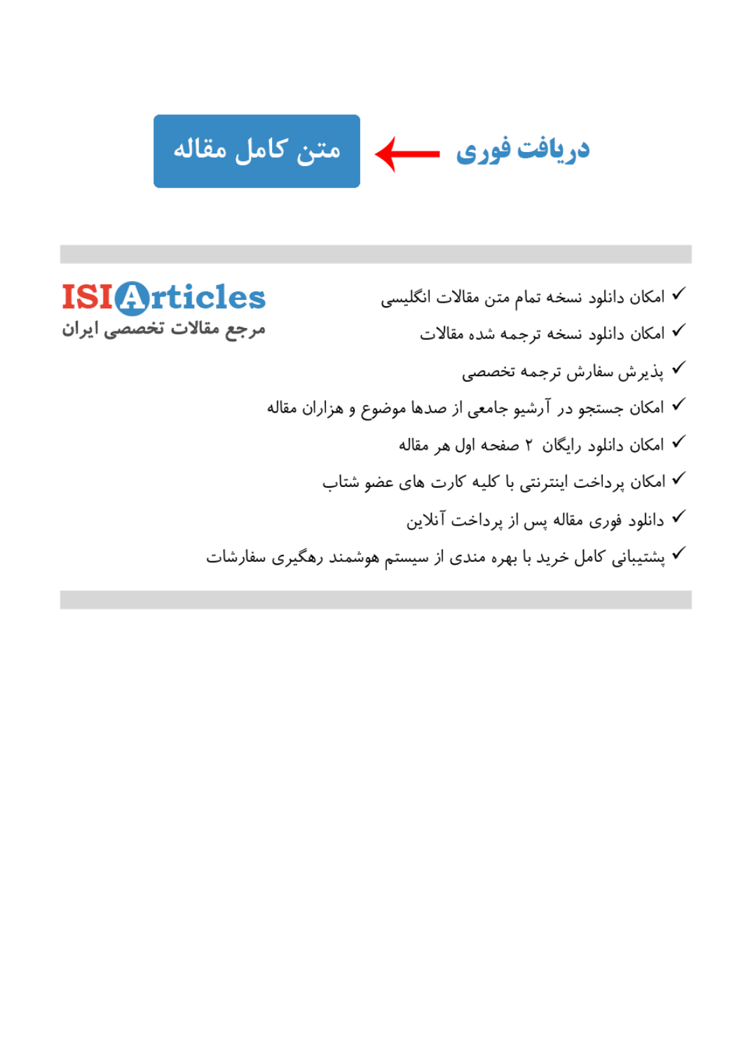**دریافت فوری** ← **متن کامل مقاله**

**ISIArticles**
**مرجع مقالات تخصصی ایران**

- ✓ امکان دانلود نسخه تمام متن مقالات انگلیسی
- ✓ امکان دانلود نسخه ترجمه شده مقالات
- ✓ پذیرش سفارش ترجمه تخصصی
- ✓ امکان جستجو در آرشیو جامعی از صدها موضوع و هزاران مقاله
- ✓ امکان دانلود رایگان ۲ صفحه اول هر مقاله
- ✓ امکان پرداخت اینترنتی با کلیه کارت های عضو شتاب
- ✓ دانلود فوری مقاله پس از پرداخت آنلاین
- ✓ پشتیبانی کامل خرید با بهره مندی از سیستم هوشمند رهگیری سفارشات